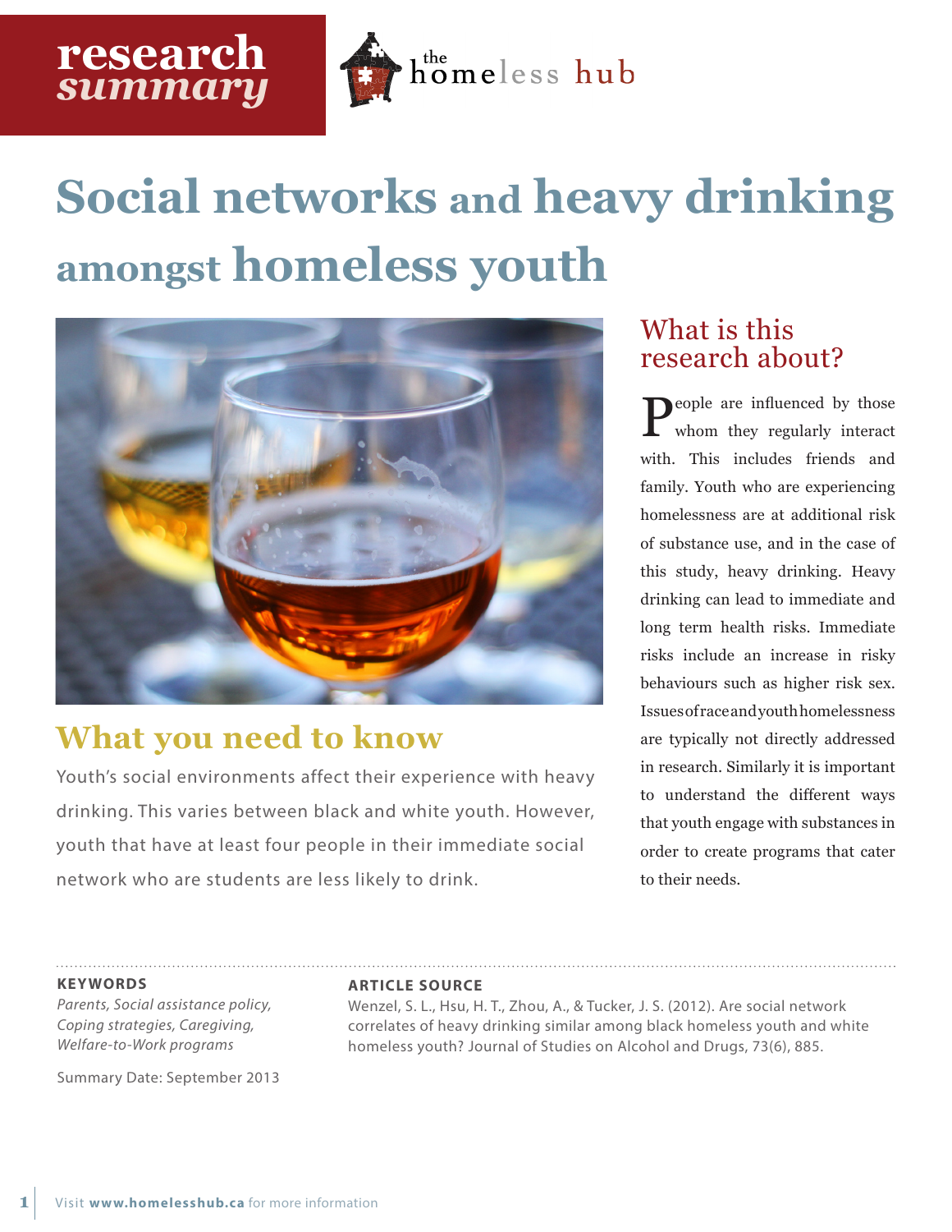research *summary*

the homeless hub

# Social networks and heavy drinking amongst homeless youth

## What is this research about?

People are influenced by those whom they regularly interact with. This includes friends and family. Youth who are experiencing homelessness are at additional risk of substance use, and in the case of this study, heavy drinking. Heavy drinking can lead to immediate and long term health risks. Immediate risks include an increase in risky behaviours such as higher risk sex. Issues of race and youth homelessness are typically not directly addressed in research. Similarly it is important to understand the different ways that youth engage with substances in order to create programs that cater to their needs.

## What you need to know

Youth's social environments affect their experience with heavy drinking. This varies between black and white youth. However, youth that have at least four people in their immediate social network who are students are less likely to drink.

---

**KEYWORDS**

*Parents, Social assistance policy, Coping strategies, Caregiving, Welfare-to-Work programs*

Summary Date: September 2013

**ARTICLE SOURCE**

Wenzel, S. L., Hsu, H. T., Zhou, A., & Tucker, J. S. (2012). Are social network correlates of heavy drinking similar among black homeless youth and white homeless youth? Journal of Studies on Alcohol and Drugs, 73(6), 885.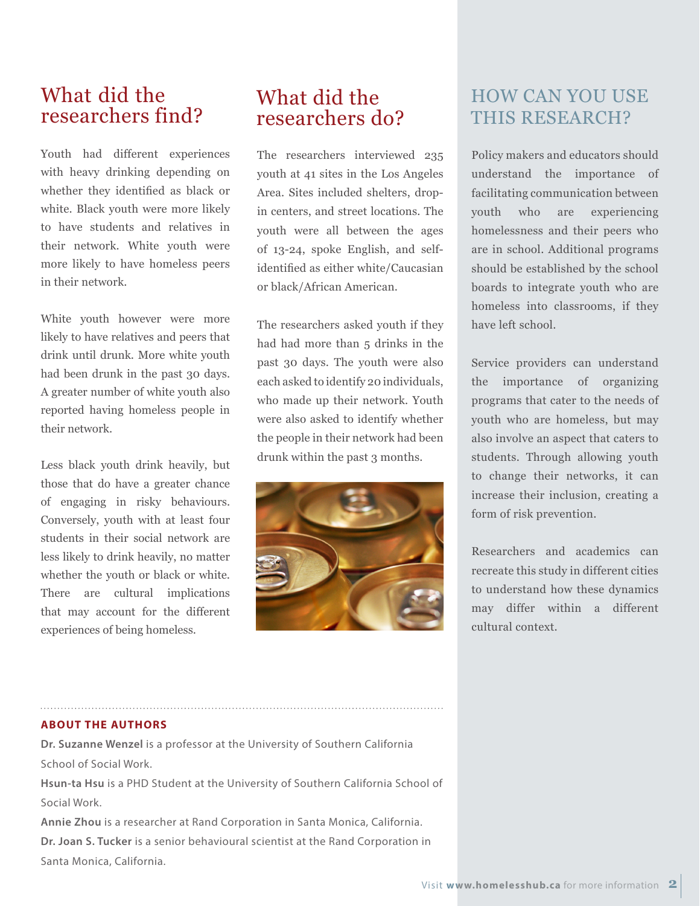## What did the researchers find?

Youth had different experiences with heavy drinking depending on whether they identified as black or white. Black youth were more likely to have students and relatives in their network. White youth were more likely to have homeless peers in their network.

White youth however were more likely to have relatives and peers that drink until drunk. More white youth had been drunk in the past 30 days. A greater number of white youth also reported having homeless people in their network.

Less black youth drink heavily, but those that do have a greater chance of engaging in risky behaviours. Conversely, youth with at least four students in their social network are less likely to drink heavily, no matter whether the youth or black or white. There are cultural implications that may account for the different experiences of being homeless.

## What did the researchers do?

The researchers interviewed 235 youth at 41 sites in the Los Angeles Area. Sites included shelters, drop-in centers, and street locations. The youth were all between the ages of 13-24, spoke English, and self-identified as either white/Caucasian or black/African American.

The researchers asked youth if they had had more than 5 drinks in the past 30 days. The youth were also each asked to identify 20 individuals, who made up their network. Youth were also asked to identify whether the people in their network had been drunk within the past 3 months.

## HOW CAN YOU USE THIS RESEARCH?

Policy makers and educators should understand the importance of facilitating communication between youth who are experiencing homelessness and their peers who are in school. Additional programs should be established by the school boards to integrate youth who are homeless into classrooms, if they have left school.

Service providers can understand the importance of organizing programs that cater to the needs of youth who are homeless, but may also involve an aspect that caters to students. Through allowing youth to change their networks, it can increase their inclusion, creating a form of risk prevention.

Researchers and academics can recreate this study in different cities to understand how these dynamics may differ within a different cultural context.

---

**ABOUT THE AUTHORS**

**Dr. Suzanne Wenzel** is a professor at the University of Southern California School of Social Work.

**Hsun-ta Hsu** is a PHD Student at the University of Southern California School of Social Work.

**Annie Zhou** is a researcher at Rand Corporation in Santa Monica, California.

**Dr. Joan S. Tucker** is a senior behavioural scientist at the Rand Corporation in Santa Monica, California.

Visit **www.homelesshub.ca** for more information